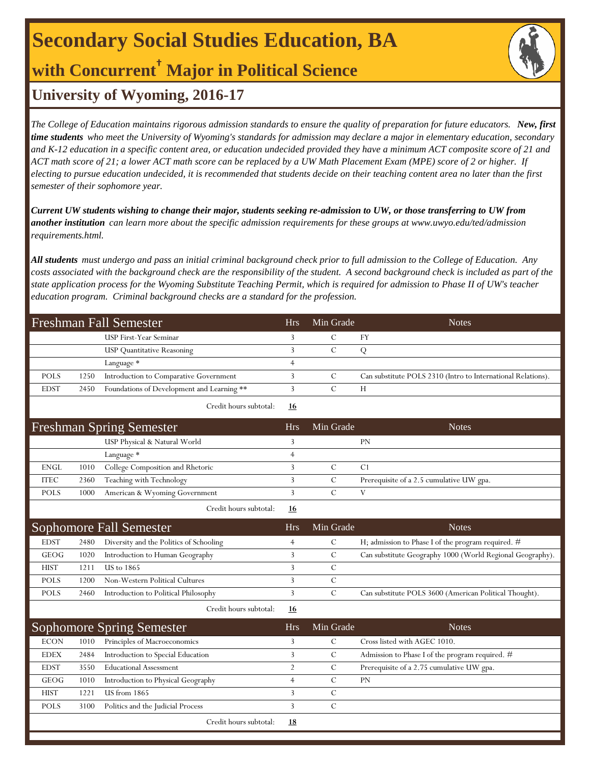# Secondary Social Studies Education, BA

## with Concurrent† Major in Political Science

## University of Wyoming, 2016-17

*The College of Education maintains rigorous admission standards to ensure the quality of preparation for future educators.* ***New, first time students*** *who meet the University of Wyoming's standards for admission may declare a major in elementary education, secondary and K-12 education in a specific content area, or education undecided provided they have a minimum ACT composite score of 21 and ACT math score of 21; a lower ACT math score can be replaced by a UW Math Placement Exam (MPE) score of 2 or higher. If electing to pursue education undecided, it is recommended that students decide on their teaching content area no later than the first semester of their sophomore year.*

***Current UW students wishing to change their major, students seeking re-admission to UW, or those transferring to UW from another institution*** *can learn more about the specific admission requirements for these groups at www.uwyo.edu/ted/admission requirements.html.*

***All students*** *must undergo and pass an initial criminal background check prior to full admission to the College of Education. Any costs associated with the background check are the responsibility of the student. A second background check is included as part of the state application process for the Wyoming Substitute Teaching Permit, which is required for admission to Phase II of UW's teacher education program. Criminal background checks are a standard for the profession.*

| Freshman Fall Semester | | | Hrs | Min Grade | Notes |
|---|---|---|---|---|---|
| | | USP First-Year Seminar | 3 | C | FY |
| | | USP Quantitative Reasoning | 3 | C | Q |
| | | Language * | 4 | | |
| POLS | 1250 | Introduction to Comparative Government | 3 | C | Can substitute POLS 2310 (Intro to International Relations). |
| EDST | 2450 | Foundations of Development and Learning ** | 3 | C | H |
| | | Credit hours subtotal: | **16** | | |

| Freshman Spring Semester | | | Hrs | Min Grade | Notes |
|---|---|---|---|---|---|
| | | USP Physical & Natural World | 3 | | PN |
| | | Language * | 4 | | |
| ENGL | 1010 | College Composition and Rhetoric | 3 | C | C1 |
| ITEC | 2360 | Teaching with Technology | 3 | C | Prerequisite of a 2.5 cumulative UW gpa. |
| POLS | 1000 | American & Wyoming Government | 3 | C | V |
| | | Credit hours subtotal: | **16** | | |

| Sophomore Fall Semester | | | Hrs | Min Grade | Notes |
|---|---|---|---|---|---|
| EDST | 2480 | Diversity and the Politics of Schooling | 4 | C | H; admission to Phase I of the program required. # |
| GEOG | 1020 | Introduction to Human Geography | 3 | C | Can substitute Geography 1000 (World Regional Geography). |
| HIST | 1211 | US to 1865 | 3 | C | |
| POLS | 1200 | Non-Western Political Cultures | 3 | C | |
| POLS | 2460 | Introduction to Political Philosophy | 3 | C | Can substitute POLS 3600 (American Political Thought). |
| | | Credit hours subtotal: | **16** | | |

| Sophomore Spring Semester | | | Hrs | Min Grade | Notes |
|---|---|---|---|---|---|
| ECON | 1010 | Principles of Macroeconomics | 3 | C | Cross listed with AGEC 1010. |
| EDEX | 2484 | Introduction to Special Education | 3 | C | Admission to Phase I of the program required. # |
| EDST | 3550 | Educational Assessment | 2 | C | Prerequisite of a 2.75 cumulative UW gpa. |
| GEOG | 1010 | Introduction to Physical Geography | 4 | C | PN |
| HIST | 1221 | US from 1865 | 3 | C | |
| POLS | 3100 | Politics and the Judicial Process | 3 | C | |
| | | Credit hours subtotal: | **18** | | |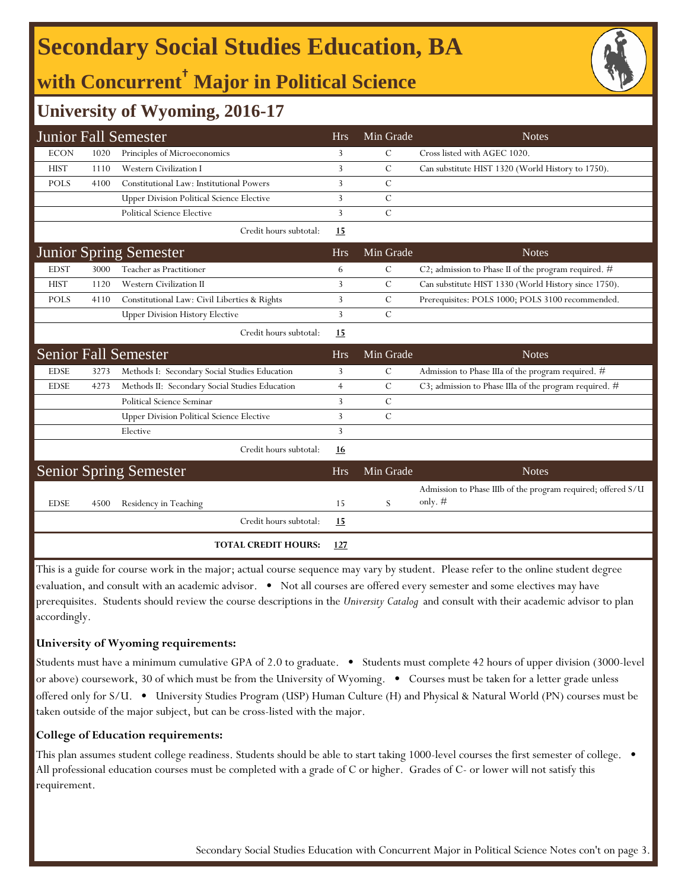# Secondary Social Studies Education, BA

## with Concurrent† Major in Political Science

### University of Wyoming, 2016-17

| Junior Fall Semester | | | Hrs | Min Grade | Notes |
|---|---|---|---|---|---|
| ECON | 1020 | Principles of Microeconomics | 3 | C | Cross listed with AGEC 1020. |
| HIST | 1110 | Western Civilization I | 3 | C | Can substitute HIST 1320 (World History to 1750). |
| POLS | 4100 | Constitutional Law: Institutional Powers | 3 | C | |
| | | Upper Division Political Science Elective | 3 | C | |
| | | Political Science Elective | 3 | C | |
| | | Credit hours subtotal: | **15** | | |

| Junior Spring Semester | | | Hrs | Min Grade | Notes |
|---|---|---|---|---|---|
| EDST | 3000 | Teacher as Practitioner | 6 | C | C2; admission to Phase II of the program required. # |
| HIST | 1120 | Western Civilization II | 3 | C | Can substitute HIST 1330 (World History since 1750). |
| POLS | 4110 | Constitutional Law: Civil Liberties & Rights | 3 | C | Prerequisites: POLS 1000; POLS 3100 recommended. |
| | | Upper Division History Elective | 3 | C | |
| | | Credit hours subtotal: | **15** | | |

| Senior Fall Semester | | | Hrs | Min Grade | Notes |
|---|---|---|---|---|---|
| EDSE | 3273 | Methods I: Secondary Social Studies Education | 3 | C | Admission to Phase IIIa of the program required. # |
| EDSE | 4273 | Methods II: Secondary Social Studies Education | 4 | C | C3; admission to Phase IIIa of the program required. # |
| | | Political Science Seminar | 3 | C | |
| | | Upper Division Political Science Elective | 3 | C | |
| | | Elective | 3 | | |
| | | Credit hours subtotal: | **16** | | |

| Senior Spring Semester | | | Hrs | Min Grade | Notes |
|---|---|---|---|---|---|
| EDSE | 4500 | Residency in Teaching | 15 | S | Admission to Phase IIIb of the program required; offered S/U only. # |
| | | Credit hours subtotal: | **15** | | |
| | | **TOTAL CREDIT HOURS:** | **127** | | |

This is a guide for course work in the major; actual course sequence may vary by student. Please refer to the online student degree evaluation, and consult with an academic advisor. • Not all courses are offered every semester and some electives may have prerequisites. Students should review the course descriptions in the *University Catalog* and consult with their academic advisor to plan accordingly.

**University of Wyoming requirements:**

Students must have a minimum cumulative GPA of 2.0 to graduate. • Students must complete 42 hours of upper division (3000-level or above) coursework, 30 of which must be from the University of Wyoming. • Courses must be taken for a letter grade unless offered only for S/U. • University Studies Program (USP) Human Culture (H) and Physical & Natural World (PN) courses must be taken outside of the major subject, but can be cross-listed with the major.

**College of Education requirements:**

This plan assumes student college readiness. Students should be able to start taking 1000-level courses the first semester of college. • All professional education courses must be completed with a grade of C or higher. Grades of C- or lower will not satisfy this requirement.

Secondary Social Studies Education with Concurrent Major in Political Science Notes con't on page 3.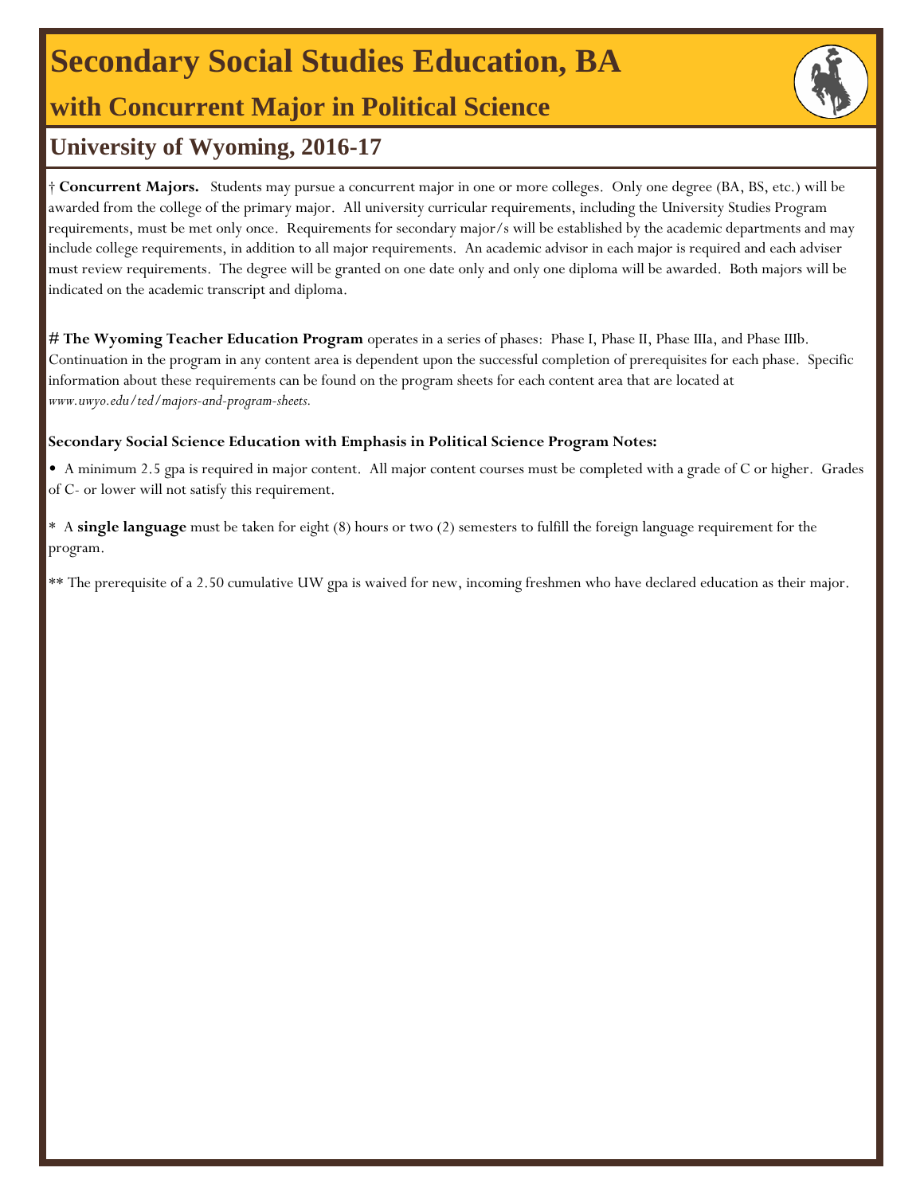# Secondary Social Studies Education, BA

## with Concurrent Major in Political Science

## University of Wyoming, 2016-17

† **Concurrent Majors.** Students may pursue a concurrent major in one or more colleges. Only one degree (BA, BS, etc.) will be awarded from the college of the primary major. All university curricular requirements, including the University Studies Program requirements, must be met only once. Requirements for secondary major/s will be established by the academic departments and may include college requirements, in addition to all major requirements. An academic advisor in each major is required and each adviser must review requirements. The degree will be granted on one date only and only one diploma will be awarded. Both majors will be indicated on the academic transcript and diploma.

# **The Wyoming Teacher Education Program** operates in a series of phases: Phase I, Phase II, Phase IIIa, and Phase IIIb. Continuation in the program in any content area is dependent upon the successful completion of prerequisites for each phase. Specific information about these requirements can be found on the program sheets for each content area that are located at *www.uwyo.edu/ted/majors-and-program-sheets.*

**Secondary Social Science Education with Emphasis in Political Science Program Notes:**

• A minimum 2.5 gpa is required in major content. All major content courses must be completed with a grade of C or higher. Grades of C- or lower will not satisfy this requirement.

* A **single language** must be taken for eight (8) hours or two (2) semesters to fulfill the foreign language requirement for the program.

** The prerequisite of a 2.50 cumulative UW gpa is waived for new, incoming freshmen who have declared education as their major.